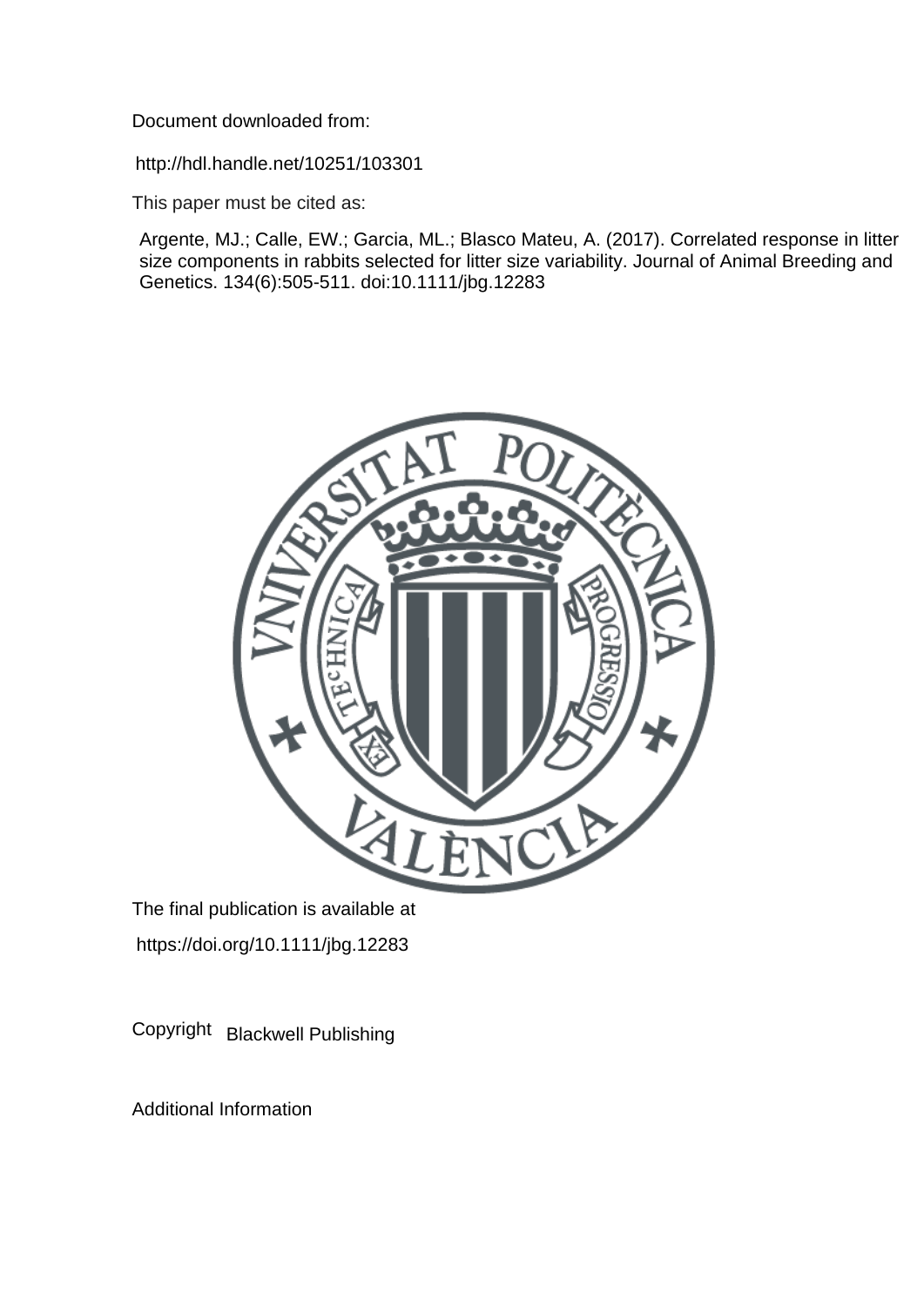Document downloaded from:

http://hdl.handle.net/10251/103301

This paper must be cited as:

Argente, MJ.; Calle, EW.; Garcia, ML.; Blasco Mateu, A. (2017). Correlated response in litter size components in rabbits selected for litter size variability. Journal of Animal Breeding and Genetics. 134(6):505-511. doi:10.1111/jbg.12283

The final publication is available at

https://doi.org/10.1111/jbg.12283

Copyright Blackwell Publishing

Additional Information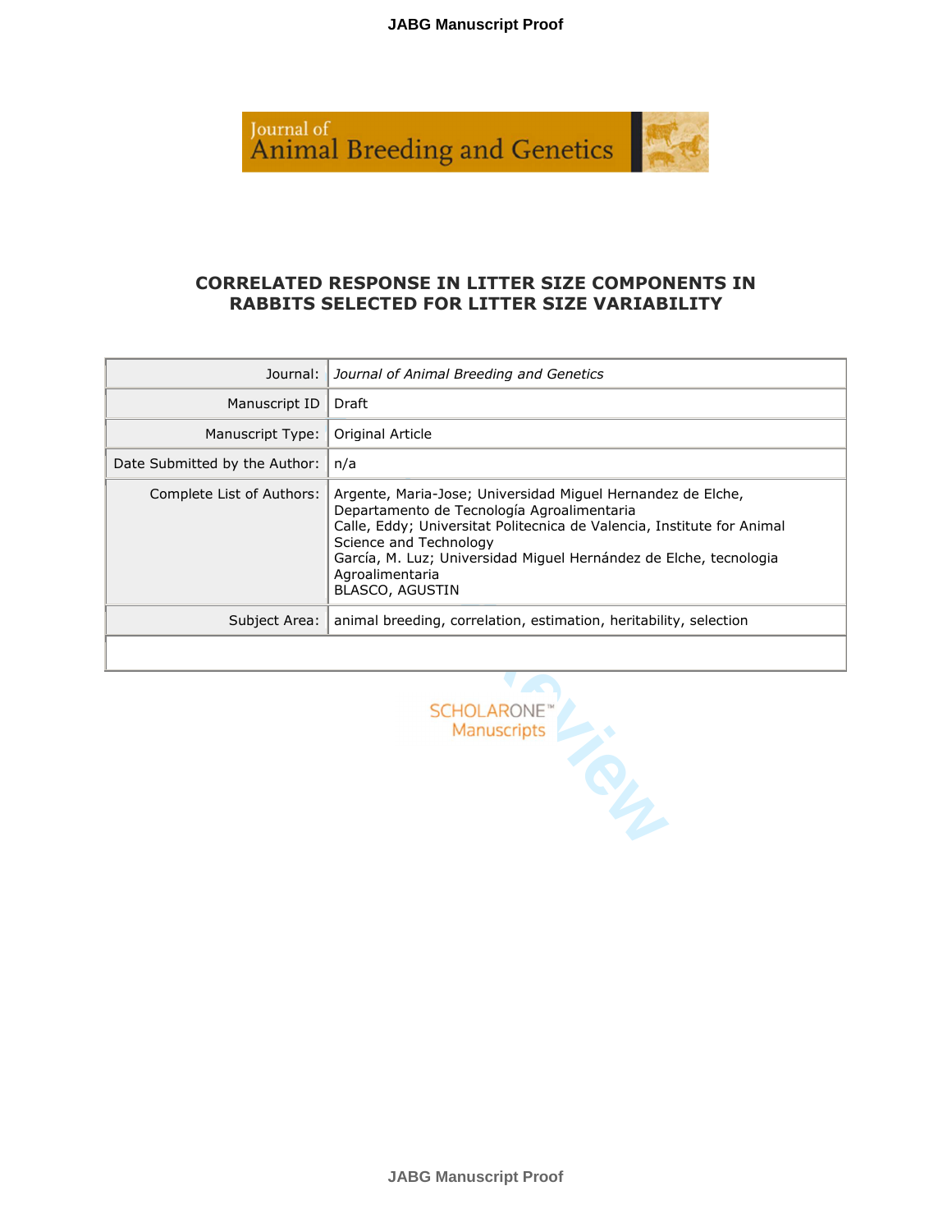# CORRELATED RESPONSE IN LITTER SIZE COMPONENTS IN RABBITS SELECTED FOR LITTER SIZE VARIABILITY

| | |
|---|---|
| Journal: | *Journal of Animal Breeding and Genetics* |
| Manuscript ID | Draft |
| Manuscript Type: | Original Article |
| Date Submitted by the Author: | n/a |
| Complete List of Authors: | Argente, Maria-Jose; Universidad Miguel Hernandez de Elche, Departamento de Tecnología Agroalimentaria<br>Calle, Eddy; Universitat Politecnica de Valencia, Institute for Animal Science and Technology<br>García, M. Luz; Universidad Miguel Hernández de Elche, tecnologia Agroalimentaria<br>BLASCO, AGUSTIN |
| Subject Area: | animal breeding, correlation, estimation, heritability, selection |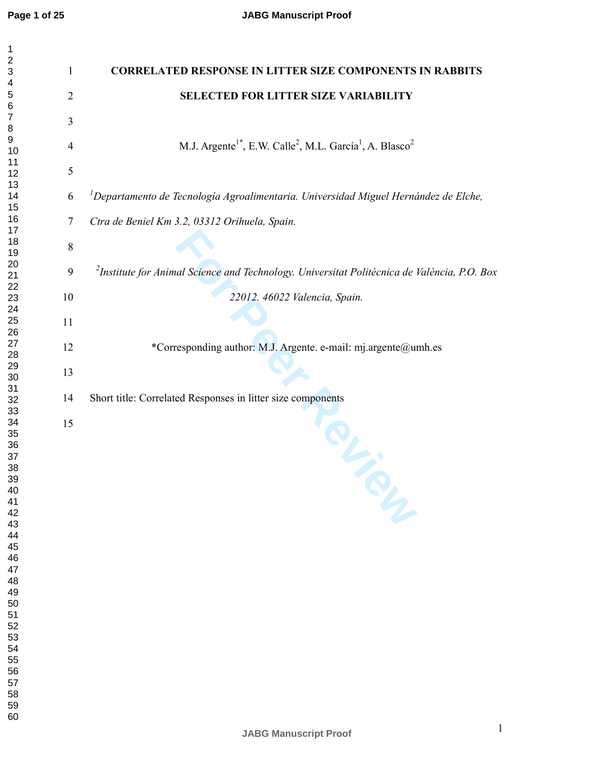# CORRELATED RESPONSE IN LITTER SIZE COMPONENTS IN RABBITS SELECTED FOR LITTER SIZE VARIABILITY

M.J. Argente[1*], E.W. Calle[2], M.L. García[1], A. Blasco[2]

[1]*Departamento de Tecnología Agroalimentaria. Universidad Miguel Hernández de Elche, Ctra de Beniel Km 3.2, 03312 Orihuela, Spain.*

[2]*Institute for Animal Science and Technology. Universitat Politècnica de València, P.O. Box 22012. 46022 Valencia, Spain.*

*Corresponding author: M.J. Argente. e-mail: mj.argente@umh.es

Short title: Correlated Responses in litter size components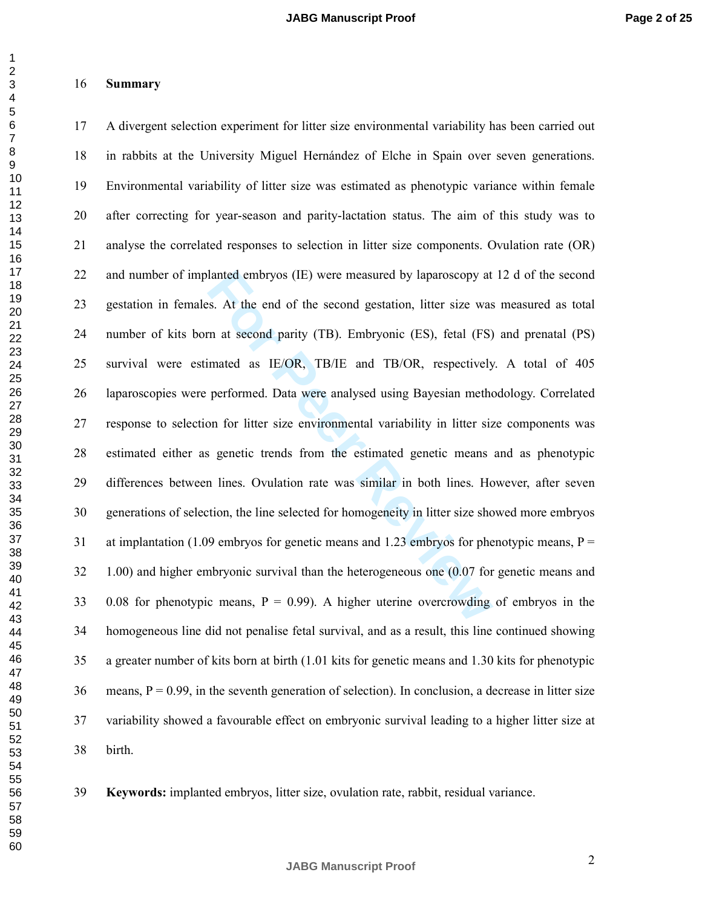## Summary

A divergent selection experiment for litter size environmental variability has been carried out in rabbits at the University Miguel Hernández of Elche in Spain over seven generations. Environmental variability of litter size was estimated as phenotypic variance within female after correcting for year-season and parity-lactation status. The aim of this study was to analyse the correlated responses to selection in litter size components. Ovulation rate (OR) and number of implanted embryos (IE) were measured by laparoscopy at 12 d of the second gestation in females. At the end of the second gestation, litter size was measured as total number of kits born at second parity (TB). Embryonic (ES), fetal (FS) and prenatal (PS) survival were estimated as IE/OR, TB/IE and TB/OR, respectively. A total of 405 laparoscopies were performed. Data were analysed using Bayesian methodology. Correlated response to selection for litter size environmental variability in litter size components was estimated either as genetic trends from the estimated genetic means and as phenotypic differences between lines. Ovulation rate was similar in both lines. However, after seven generations of selection, the line selected for homogeneity in litter size showed more embryos at implantation (1.09 embryos for genetic means and 1.23 embryos for phenotypic means, P = 1.00) and higher embryonic survival than the heterogeneous one (0.07 for genetic means and 0.08 for phenotypic means, P = 0.99). A higher uterine overcrowding of embryos in the homogeneous line did not penalise fetal survival, and as a result, this line continued showing a greater number of kits born at birth (1.01 kits for genetic means and 1.30 kits for phenotypic means, P = 0.99, in the seventh generation of selection). In conclusion, a decrease in litter size variability showed a favourable effect on embryonic survival leading to a higher litter size at birth.

**Keywords:** implanted embryos, litter size, ovulation rate, rabbit, residual variance.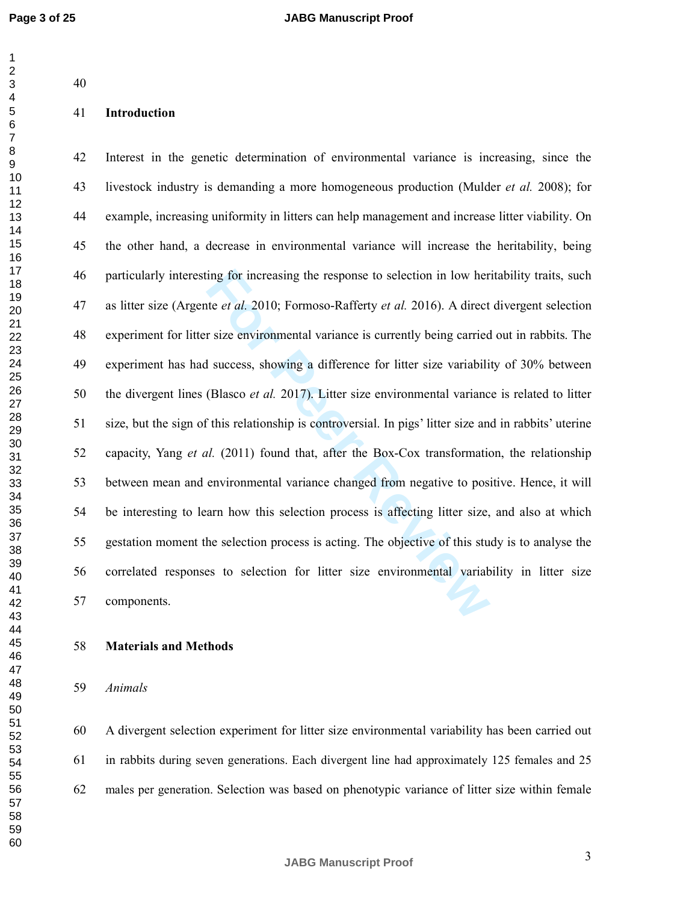## Introduction

Interest in the genetic determination of environmental variance is increasing, since the livestock industry is demanding a more homogeneous production (Mulder *et al.* 2008); for example, increasing uniformity in litters can help management and increase litter viability. On the other hand, a decrease in environmental variance will increase the heritability, being particularly interesting for increasing the response to selection in low heritability traits, such as litter size (Argente *et al.* 2010; Formoso-Rafferty *et al.* 2016). A direct divergent selection experiment for litter size environmental variance is currently being carried out in rabbits. The experiment has had success, showing a difference for litter size variability of 30% between the divergent lines (Blasco *et al.* 2017). Litter size environmental variance is related to litter size, but the sign of this relationship is controversial. In pigs' litter size and in rabbits' uterine capacity, Yang *et al.* (2011) found that, after the Box-Cox transformation, the relationship between mean and environmental variance changed from negative to positive. Hence, it will be interesting to learn how this selection process is affecting litter size, and also at which gestation moment the selection process is acting. The objective of this study is to analyse the correlated responses to selection for litter size environmental variability in litter size components.

## Materials and Methods

### *Animals*

A divergent selection experiment for litter size environmental variability has been carried out in rabbits during seven generations. Each divergent line had approximately 125 females and 25 males per generation. Selection was based on phenotypic variance of litter size within female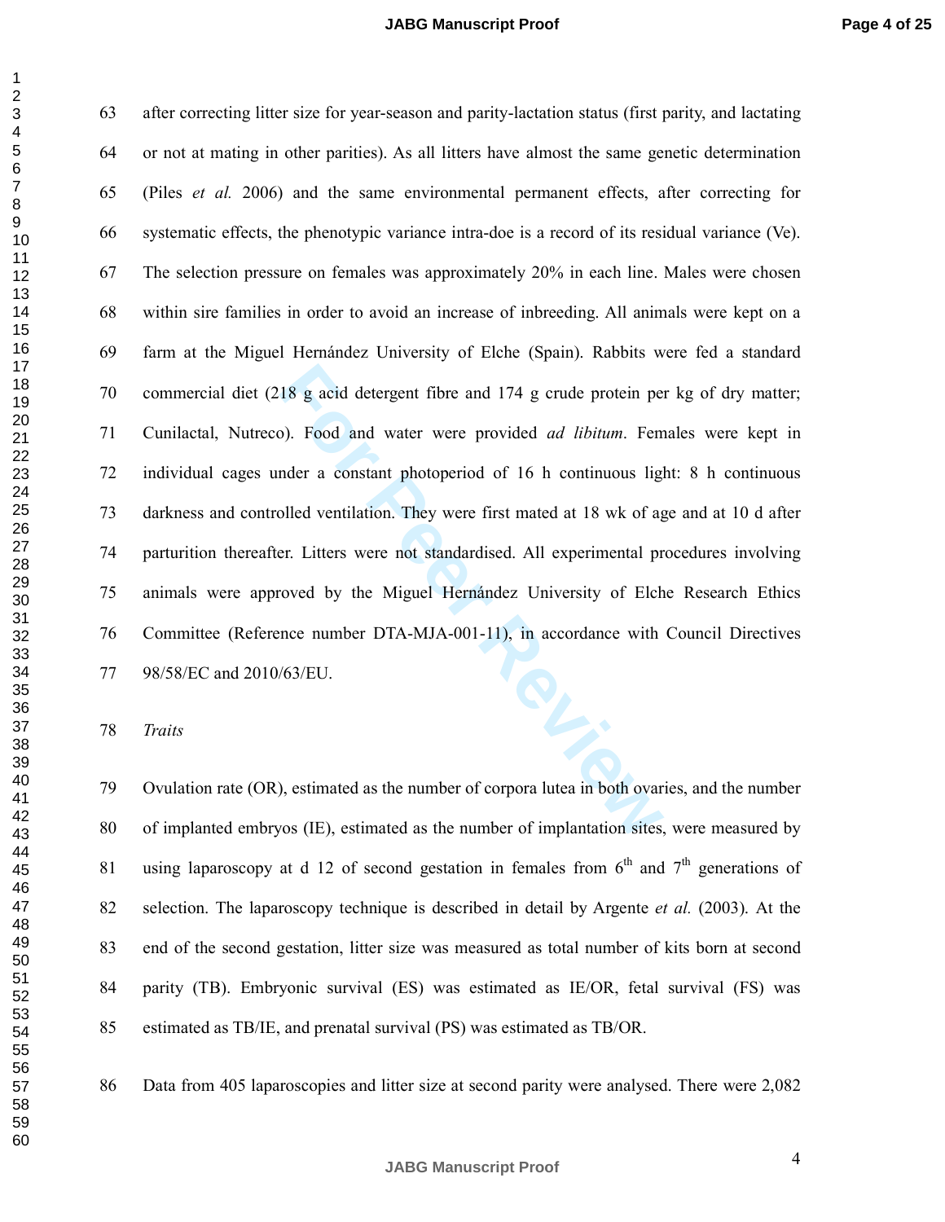after correcting litter size for year-season and parity-lactation status (first parity, and lactating or not at mating in other parities). As all litters have almost the same genetic determination (Piles *et al.* 2006) and the same environmental permanent effects, after correcting for systematic effects, the phenotypic variance intra-doe is a record of its residual variance (Ve). The selection pressure on females was approximately 20% in each line. Males were chosen within sire families in order to avoid an increase of inbreeding. All animals were kept on a farm at the Miguel Hernández University of Elche (Spain). Rabbits were fed a standard commercial diet (218 g acid detergent fibre and 174 g crude protein per kg of dry matter; Cunilactal, Nutreco). Food and water were provided *ad libitum*. Females were kept in individual cages under a constant photoperiod of 16 h continuous light: 8 h continuous darkness and controlled ventilation. They were first mated at 18 wk of age and at 10 d after parturition thereafter. Litters were not standardised. All experimental procedures involving animals were approved by the Miguel Hernández University of Elche Research Ethics Committee (Reference number DTA-MJA-001-11), in accordance with Council Directives 98/58/EC and 2010/63/EU.

*Traits*

Ovulation rate (OR), estimated as the number of corpora lutea in both ovaries, and the number of implanted embryos (IE), estimated as the number of implantation sites, were measured by using laparoscopy at d 12 of second gestation in females from 6th and 7th generations of selection. The laparoscopy technique is described in detail by Argente *et al.* (2003). At the end of the second gestation, litter size was measured as total number of kits born at second parity (TB). Embryonic survival (ES) was estimated as IE/OR, fetal survival (FS) was estimated as TB/IE, and prenatal survival (PS) was estimated as TB/OR.

Data from 405 laparoscopies and litter size at second parity were analysed. There were 2,082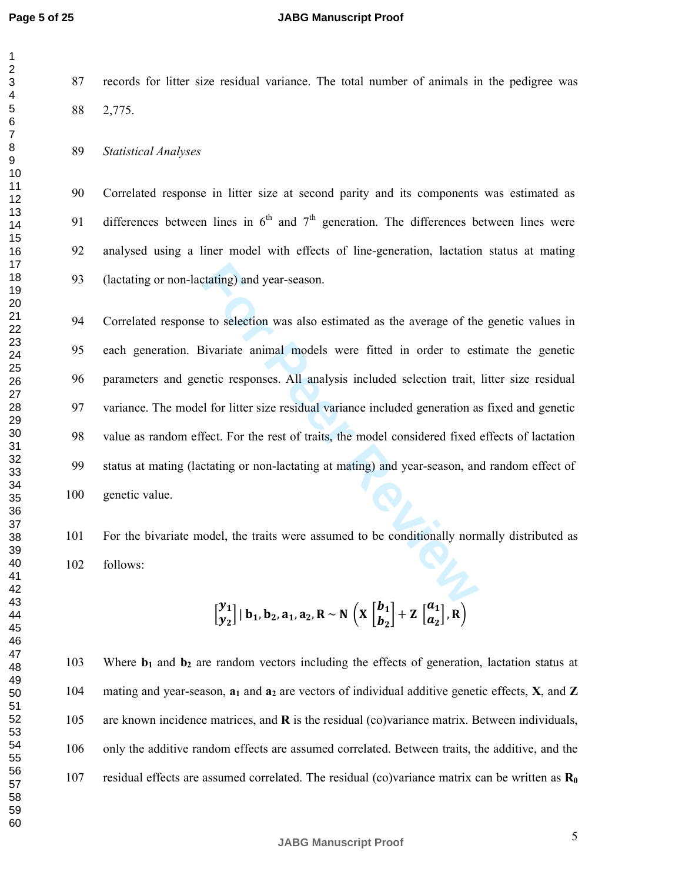records for litter size residual variance. The total number of animals in the pedigree was 2,775.

*Statistical Analyses*

Correlated response in litter size at second parity and its components was estimated as differences between lines in 6th and 7th generation. The differences between lines were analysed using a liner model with effects of line-generation, lactation status at mating (lactating or non-lactating) and year-season.

Correlated response to selection was also estimated as the average of the genetic values in each generation. Bivariate animal models were fitted in order to estimate the genetic parameters and genetic responses. All analysis included selection trait, litter size residual variance. The model for litter size residual variance included generation as fixed and genetic value as random effect. For the rest of traits, the model considered fixed effects of lactation status at mating (lactating or non-lactating at mating) and year-season, and random effect of genetic value.

For the bivariate model, the traits were assumed to be conditionally normally distributed as follows:

$$\begin{bmatrix} y_1 \\ y_2 \end{bmatrix} | \mathbf{b_1}, \mathbf{b_2}, \mathbf{a_1}, \mathbf{a_2}, \mathbf{R} \sim \mathbf{N}\left(\mathbf{X}\begin{bmatrix} b_1 \\ b_2 \end{bmatrix} + \mathbf{Z}\begin{bmatrix} a_1 \\ a_2 \end{bmatrix}, \mathbf{R}\right)$$

Where $\mathbf{b_1}$ and $\mathbf{b_2}$ are random vectors including the effects of generation, lactation status at mating and year-season, $\mathbf{a_1}$ and $\mathbf{a_2}$ are vectors of individual additive genetic effects, **X**, and **Z** are known incidence matrices, and **R** is the residual (co)variance matrix. Between individuals, only the additive random effects are assumed correlated. Between traits, the additive, and the residual effects are assumed correlated. The residual (co)variance matrix can be written as $\mathbf{R_0}$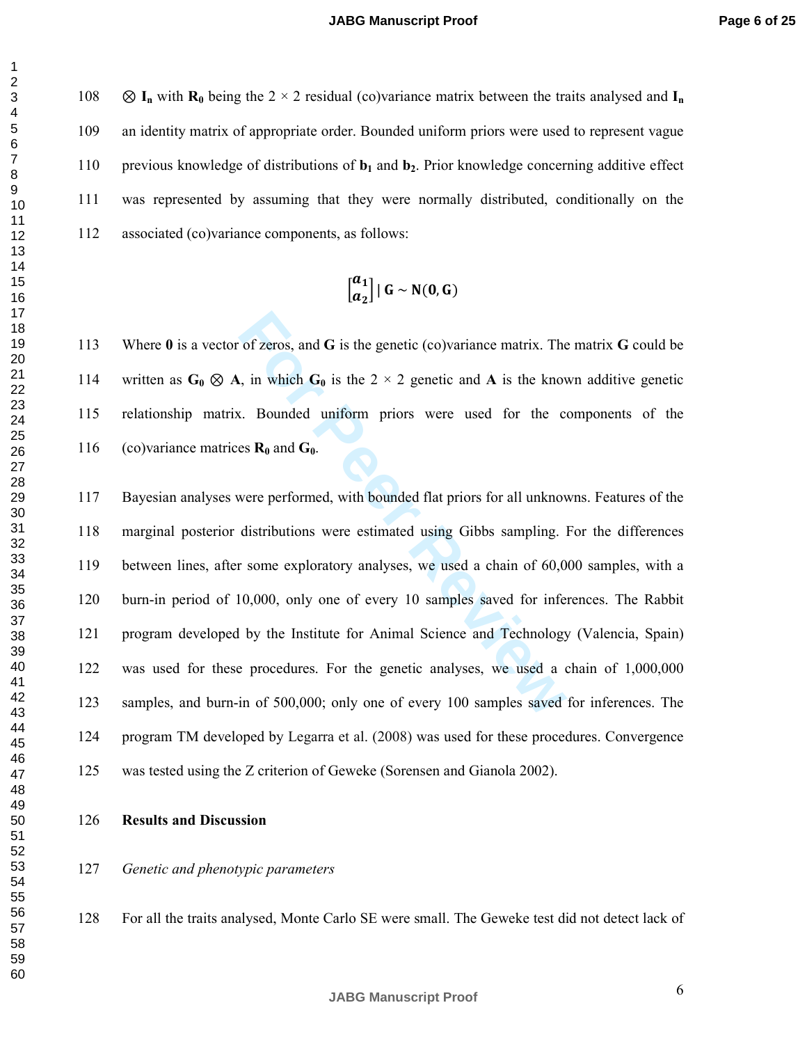$\otimes$ $\mathbf{I_n}$ with $\mathbf{R_0}$ being the 2 × 2 residual (co)variance matrix between the traits analysed and $\mathbf{I_n}$ an identity matrix of appropriate order. Bounded uniform priors were used to represent vague previous knowledge of distributions of $\mathbf{b_1}$ and $\mathbf{b_2}$. Prior knowledge concerning additive effect was represented by assuming that they were normally distributed, conditionally on the associated (co)variance components, as follows:

$$\begin{bmatrix} \boldsymbol{a_1} \\ \boldsymbol{a_2} \end{bmatrix} | \, \mathbf{G} \sim \mathbf{N}(\mathbf{0}, \mathbf{G})$$

Where $\mathbf{0}$ is a vector of zeros, and $\mathbf{G}$ is the genetic (co)variance matrix. The matrix $\mathbf{G}$ could be written as $\mathbf{G_0} \otimes \mathbf{A}$, in which $\mathbf{G_0}$ is the 2 × 2 genetic and $\mathbf{A}$ is the known additive genetic relationship matrix. Bounded uniform priors were used for the components of the (co)variance matrices $\mathbf{R_0}$ and $\mathbf{G_0}$.

Bayesian analyses were performed, with bounded flat priors for all unknowns. Features of the marginal posterior distributions were estimated using Gibbs sampling. For the differences between lines, after some exploratory analyses, we used a chain of 60,000 samples, with a burn-in period of 10,000, only one of every 10 samples saved for inferences. The Rabbit program developed by the Institute for Animal Science and Technology (Valencia, Spain) was used for these procedures. For the genetic analyses, we used a chain of 1,000,000 samples, and burn-in of 500,000; only one of every 100 samples saved for inferences. The program TM developed by Legarra et al. (2008) was used for these procedures. Convergence was tested using the Z criterion of Geweke (Sorensen and Gianola 2002).

## Results and Discussion

### *Genetic and phenotypic parameters*

For all the traits analysed, Monte Carlo SE were small. The Geweke test did not detect lack of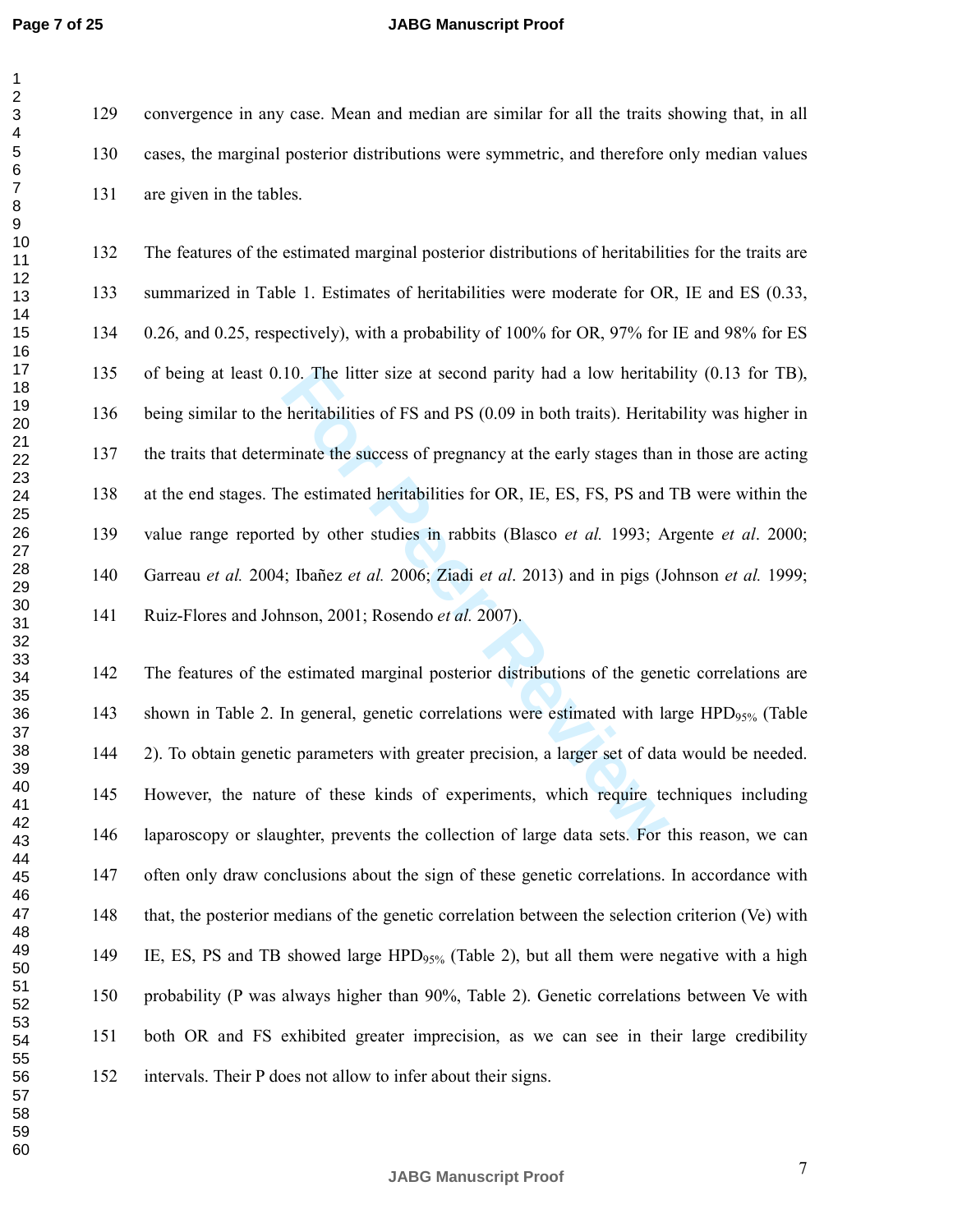convergence in any case. Mean and median are similar for all the traits showing that, in all cases, the marginal posterior distributions were symmetric, and therefore only median values are given in the tables.

The features of the estimated marginal posterior distributions of heritabilities for the traits are summarized in Table 1. Estimates of heritabilities were moderate for OR, IE and ES (0.33, 0.26, and 0.25, respectively), with a probability of 100% for OR, 97% for IE and 98% for ES of being at least 0.10. The litter size at second parity had a low heritability (0.13 for TB), being similar to the heritabilities of FS and PS (0.09 in both traits). Heritability was higher in the traits that determinate the success of pregnancy at the early stages than in those are acting at the end stages. The estimated heritabilities for OR, IE, ES, FS, PS and TB were within the value range reported by other studies in rabbits (Blasco *et al.* 1993; Argente *et al*. 2000; Garreau *et al.* 2004; Ibañez *et al.* 2006; Ziadi *et al*. 2013) and in pigs (Johnson *et al.* 1999; Ruiz-Flores and Johnson, 2001; Rosendo *et al.* 2007).

The features of the estimated marginal posterior distributions of the genetic correlations are shown in Table 2. In general, genetic correlations were estimated with large $HPD_{95\%}$ (Table 2). To obtain genetic parameters with greater precision, a larger set of data would be needed. However, the nature of these kinds of experiments, which require techniques including laparoscopy or slaughter, prevents the collection of large data sets. For this reason, we can often only draw conclusions about the sign of these genetic correlations. In accordance with that, the posterior medians of the genetic correlation between the selection criterion (Ve) with IE, ES, PS and TB showed large $HPD_{95\%}$ (Table 2), but all them were negative with a high probability (P was always higher than 90%, Table 2). Genetic correlations between Ve with both OR and FS exhibited greater imprecision, as we can see in their large credibility intervals. Their P does not allow to infer about their signs.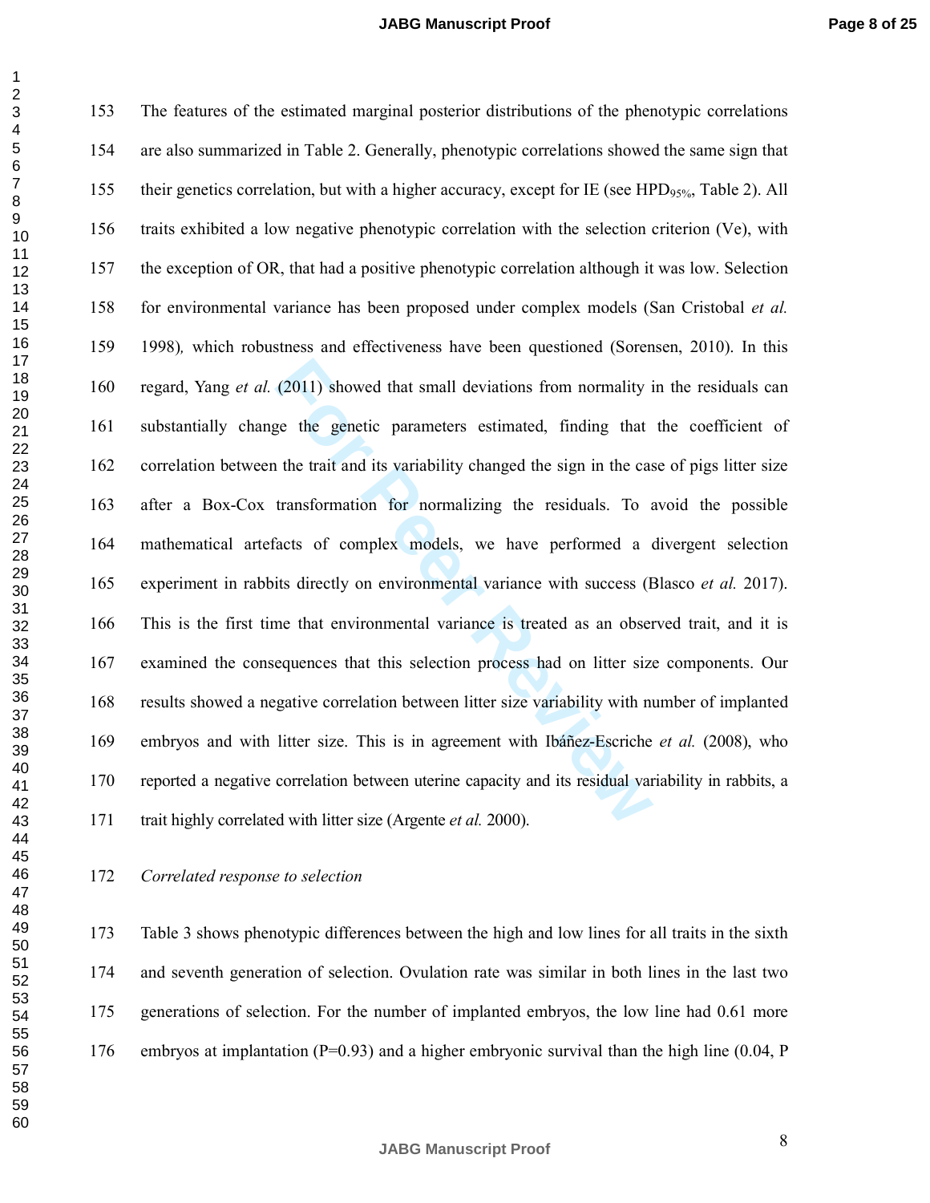The features of the estimated marginal posterior distributions of the phenotypic correlations are also summarized in Table 2. Generally, phenotypic correlations showed the same sign that their genetics correlation, but with a higher accuracy, except for IE (see $HPD_{95\%}$, Table 2). All traits exhibited a low negative phenotypic correlation with the selection criterion (Ve), with the exception of OR, that had a positive phenotypic correlation although it was low. Selection for environmental variance has been proposed under complex models (San Cristobal *et al.* 1998)*,* which robustness and effectiveness have been questioned (Sorensen, 2010). In this regard, Yang *et al.* (2011) showed that small deviations from normality in the residuals can substantially change the genetic parameters estimated, finding that the coefficient of correlation between the trait and its variability changed the sign in the case of pigs litter size after a Box-Cox transformation for normalizing the residuals. To avoid the possible mathematical artefacts of complex models, we have performed a divergent selection experiment in rabbits directly on environmental variance with success (Blasco *et al.* 2017). This is the first time that environmental variance is treated as an observed trait, and it is examined the consequences that this selection process had on litter size components. Our results showed a negative correlation between litter size variability with number of implanted embryos and with litter size. This is in agreement with Ibáñez-Escriche *et al.* (2008), who reported a negative correlation between uterine capacity and its residual variability in rabbits, a trait highly correlated with litter size (Argente *et al.* 2000).

*Correlated response to selection*

Table 3 shows phenotypic differences between the high and low lines for all traits in the sixth and seventh generation of selection. Ovulation rate was similar in both lines in the last two generations of selection. For the number of implanted embryos, the low line had 0.61 more embryos at implantation (P=0.93) and a higher embryonic survival than the high line (0.04, P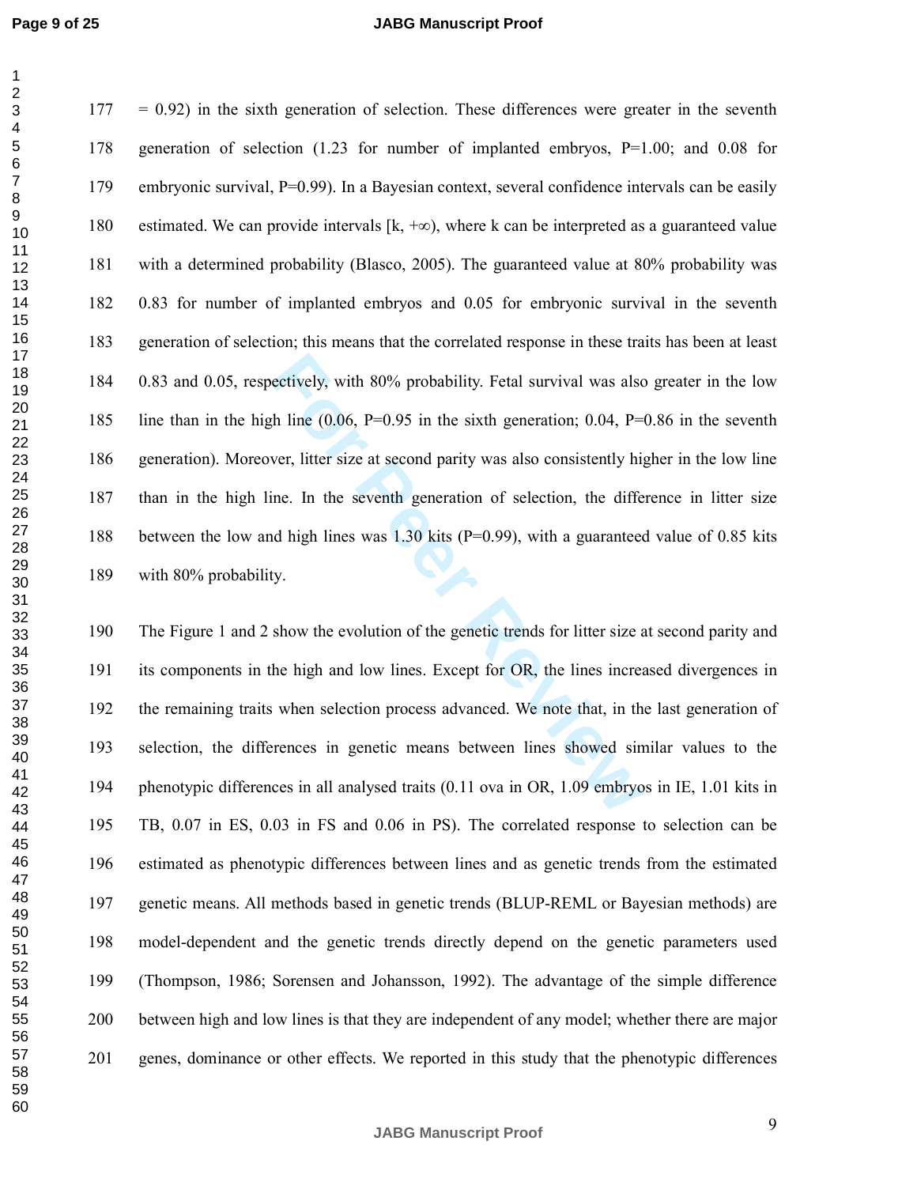= 0.92) in the sixth generation of selection. These differences were greater in the seventh generation of selection (1.23 for number of implanted embryos, P=1.00; and 0.08 for embryonic survival, P=0.99). In a Bayesian context, several confidence intervals can be easily estimated. We can provide intervals [k, +∞), where k can be interpreted as a guaranteed value with a determined probability (Blasco, 2005). The guaranteed value at 80% probability was 0.83 for number of implanted embryos and 0.05 for embryonic survival in the seventh generation of selection; this means that the correlated response in these traits has been at least 0.83 and 0.05, respectively, with 80% probability. Fetal survival was also greater in the low line than in the high line (0.06, P=0.95 in the sixth generation; 0.04, P=0.86 in the seventh generation). Moreover, litter size at second parity was also consistently higher in the low line than in the high line. In the seventh generation of selection, the difference in litter size between the low and high lines was 1.30 kits (P=0.99), with a guaranteed value of 0.85 kits with 80% probability.

The Figure 1 and 2 show the evolution of the genetic trends for litter size at second parity and its components in the high and low lines. Except for OR, the lines increased divergences in the remaining traits when selection process advanced. We note that, in the last generation of selection, the differences in genetic means between lines showed similar values to the phenotypic differences in all analysed traits (0.11 ova in OR, 1.09 embryos in IE, 1.01 kits in TB, 0.07 in ES, 0.03 in FS and 0.06 in PS). The correlated response to selection can be estimated as phenotypic differences between lines and as genetic trends from the estimated genetic means. All methods based in genetic trends (BLUP-REML or Bayesian methods) are model-dependent and the genetic trends directly depend on the genetic parameters used (Thompson, 1986; Sorensen and Johansson, 1992). The advantage of the simple difference between high and low lines is that they are independent of any model; whether there are major genes, dominance or other effects. We reported in this study that the phenotypic differences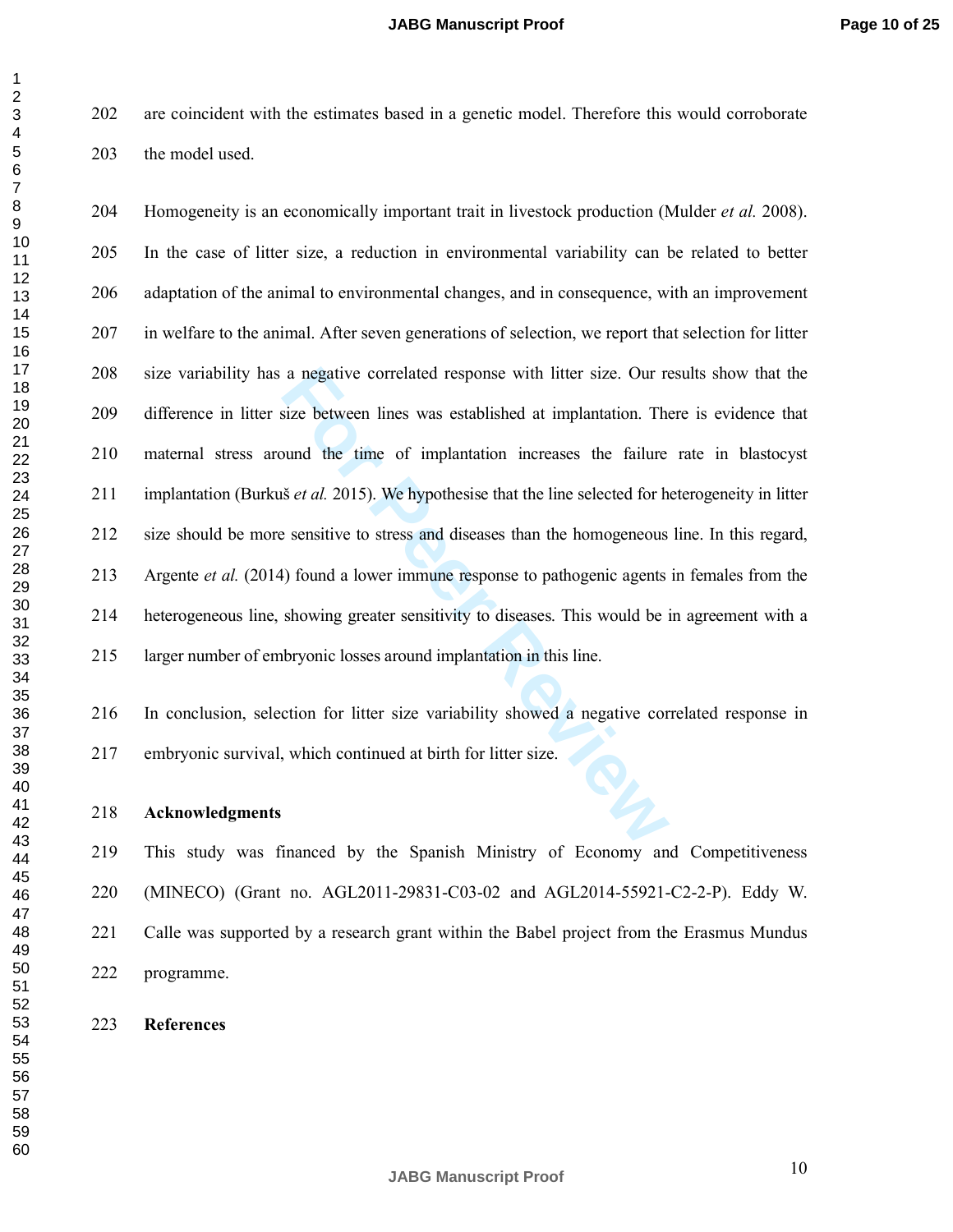are coincident with the estimates based in a genetic model. Therefore this would corroborate the model used.

Homogeneity is an economically important trait in livestock production (Mulder *et al.* 2008). In the case of litter size, a reduction in environmental variability can be related to better adaptation of the animal to environmental changes, and in consequence, with an improvement in welfare to the animal. After seven generations of selection, we report that selection for litter size variability has a negative correlated response with litter size. Our results show that the difference in litter size between lines was established at implantation. There is evidence that maternal stress around the time of implantation increases the failure rate in blastocyst implantation (Burkuš *et al.* 2015). We hypothesise that the line selected for heterogeneity in litter size should be more sensitive to stress and diseases than the homogeneous line. In this regard, Argente *et al.* (2014) found a lower immune response to pathogenic agents in females from the heterogeneous line, showing greater sensitivity to diseases. This would be in agreement with a larger number of embryonic losses around implantation in this line.

In conclusion, selection for litter size variability showed a negative correlated response in embryonic survival, which continued at birth for litter size.

**Acknowledgments**

This study was financed by the Spanish Ministry of Economy and Competitiveness (MINECO) (Grant no. AGL2011-29831-C03-02 and AGL2014-55921-C2-2-P). Eddy W. Calle was supported by a research grant within the Babel project from the Erasmus Mundus programme.

**References**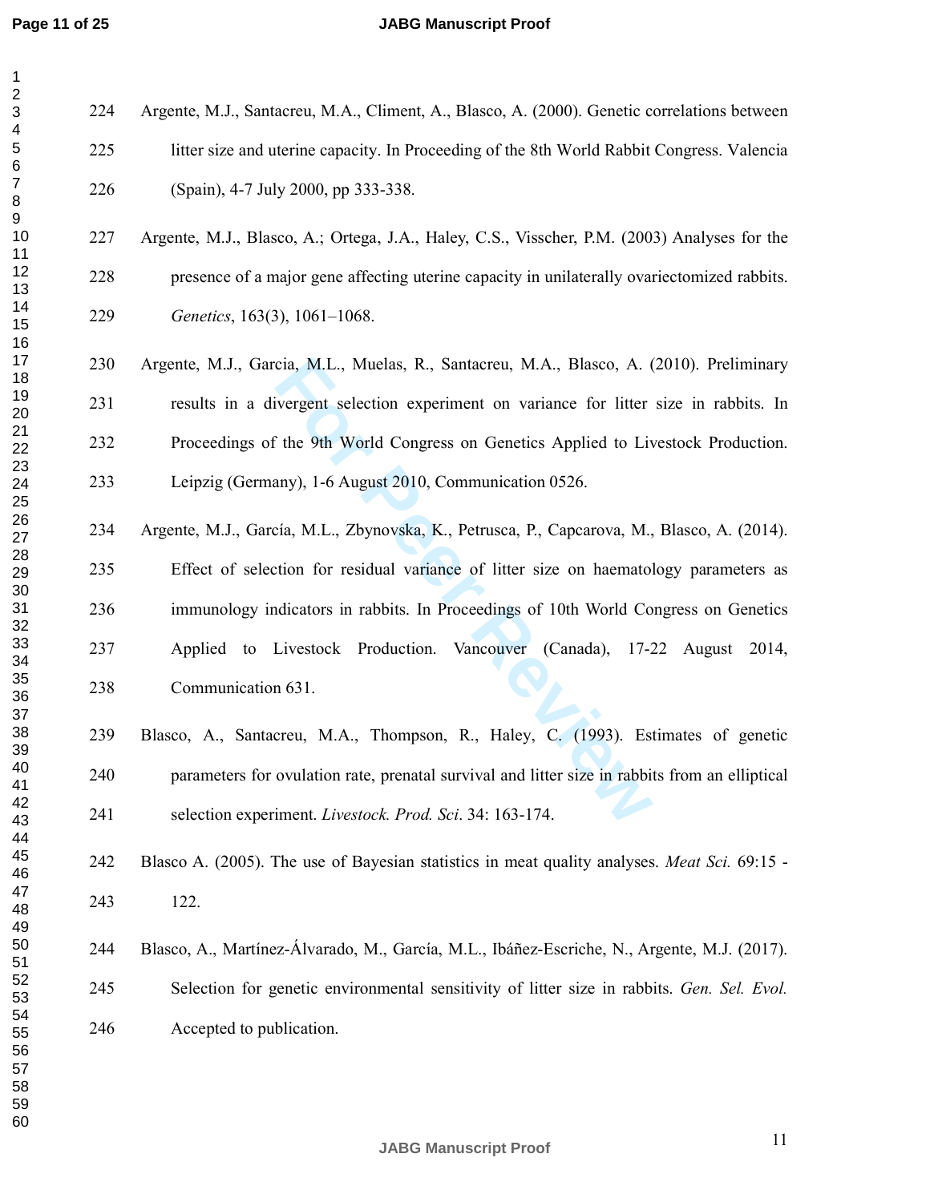Argente, M.J., Santacreu, M.A., Climent, A., Blasco, A. (2000). Genetic correlations between litter size and uterine capacity. In Proceeding of the 8th World Rabbit Congress. Valencia (Spain), 4-7 July 2000, pp 333-338.

Argente, M.J., Blasco, A.; Ortega, J.A., Haley, C.S., Visscher, P.M. (2003) Analyses for the presence of a major gene affecting uterine capacity in unilaterally ovariectomized rabbits. *Genetics*, 163(3), 1061–1068.

Argente, M.J., Garcia, M.L., Muelas, R., Santacreu, M.A., Blasco, A. (2010). Preliminary results in a divergent selection experiment on variance for litter size in rabbits. In Proceedings of the 9th World Congress on Genetics Applied to Livestock Production. Leipzig (Germany), 1-6 August 2010, Communication 0526.

Argente, M.J., García, M.L., Zbynovska, K., Petrusca, P., Capcarova, M., Blasco, A. (2014). Effect of selection for residual variance of litter size on haematology parameters as immunology indicators in rabbits. In Proceedings of 10th World Congress on Genetics Applied to Livestock Production. Vancouver (Canada), 17-22 August 2014, Communication 631.

Blasco, A., Santacreu, M.A., Thompson, R., Haley, C. (1993). Estimates of genetic parameters for ovulation rate, prenatal survival and litter size in rabbits from an elliptical selection experiment. *Livestock. Prod. Sci*. 34: 163-174.

Blasco A. (2005). The use of Bayesian statistics in meat quality analyses. *Meat Sci.* 69:15 - 122.

Blasco, A., Martínez-Álvarado, M., García, M.L., Ibáñez-Escriche, N., Argente, M.J. (2017). Selection for genetic environmental sensitivity of litter size in rabbits. *Gen. Sel. Evol.* Accepted to publication.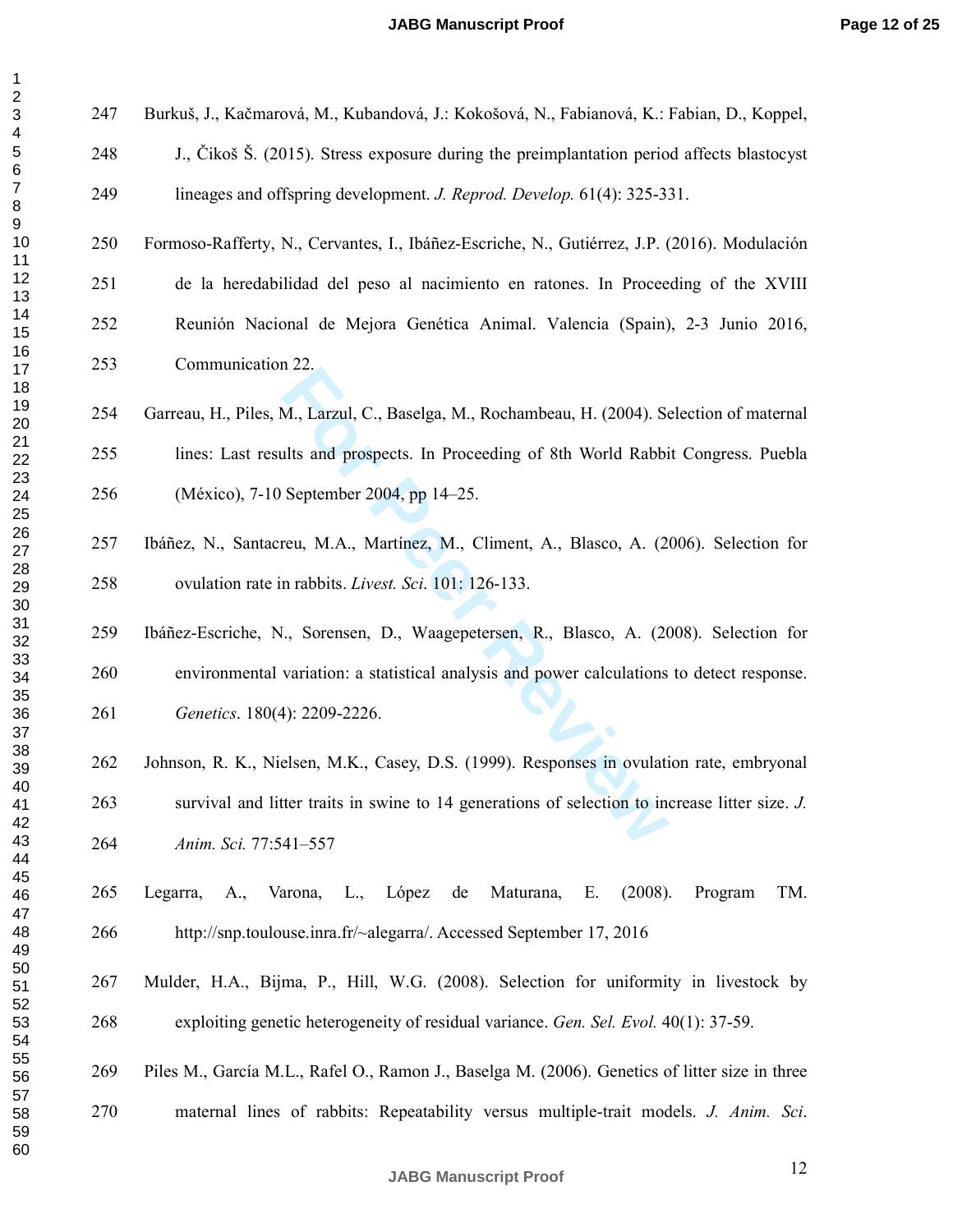Burkuš, J., Kačmarová, M., Kubandová, J.: Kokošová, N., Fabianová, K.: Fabian, D., Koppel, J., Čikoš Š. (2015). Stress exposure during the preimplantation period affects blastocyst lineages and offspring development. *J. Reprod. Develop.* 61(4): 325-331.

Formoso-Rafferty, N., Cervantes, I., Ibáñez-Escriche, N., Gutiérrez, J.P. (2016). Modulación de la heredabilidad del peso al nacimiento en ratones. In Proceeding of the XVIII Reunión Nacional de Mejora Genética Animal. Valencia (Spain), 2-3 Junio 2016, Communication 22.

Garreau, H., Piles, M., Larzul, C., Baselga, M., Rochambeau, H. (2004). Selection of maternal lines: Last results and prospects. In Proceeding of 8th World Rabbit Congress. Puebla (México), 7-10 September 2004, pp 14–25.

Ibáñez, N., Santacreu, M.A., Martínez, M., Climent, A., Blasco, A. (2006). Selection for ovulation rate in rabbits. *Livest. Sci*. 101: 126-133.

Ibáñez-Escriche, N., Sorensen, D., Waagepetersen, R., Blasco, A. (2008). Selection for environmental variation: a statistical analysis and power calculations to detect response. *Genetics*. 180(4): 2209-2226.

Johnson, R. K., Nielsen, M.K., Casey, D.S. (1999). Responses in ovulation rate, embryonal survival and litter traits in swine to 14 generations of selection to increase litter size. *J. Anim. Sci.* 77:541–557

Legarra, A., Varona, L., López de Maturana, E. (2008). Program TM. http://snp.toulouse.inra.fr/~alegarra/. Accessed September 17, 2016

Mulder, H.A., Bijma, P., Hill, W.G. (2008). Selection for uniformity in livestock by exploiting genetic heterogeneity of residual variance. *Gen. Sel. Evol.* 40(1): 37-59.

Piles M., García M.L., Rafel O., Ramon J., Baselga M. (2006). Genetics of litter size in three maternal lines of rabbits: Repeatability versus multiple-trait models. *J. Anim. Sci*.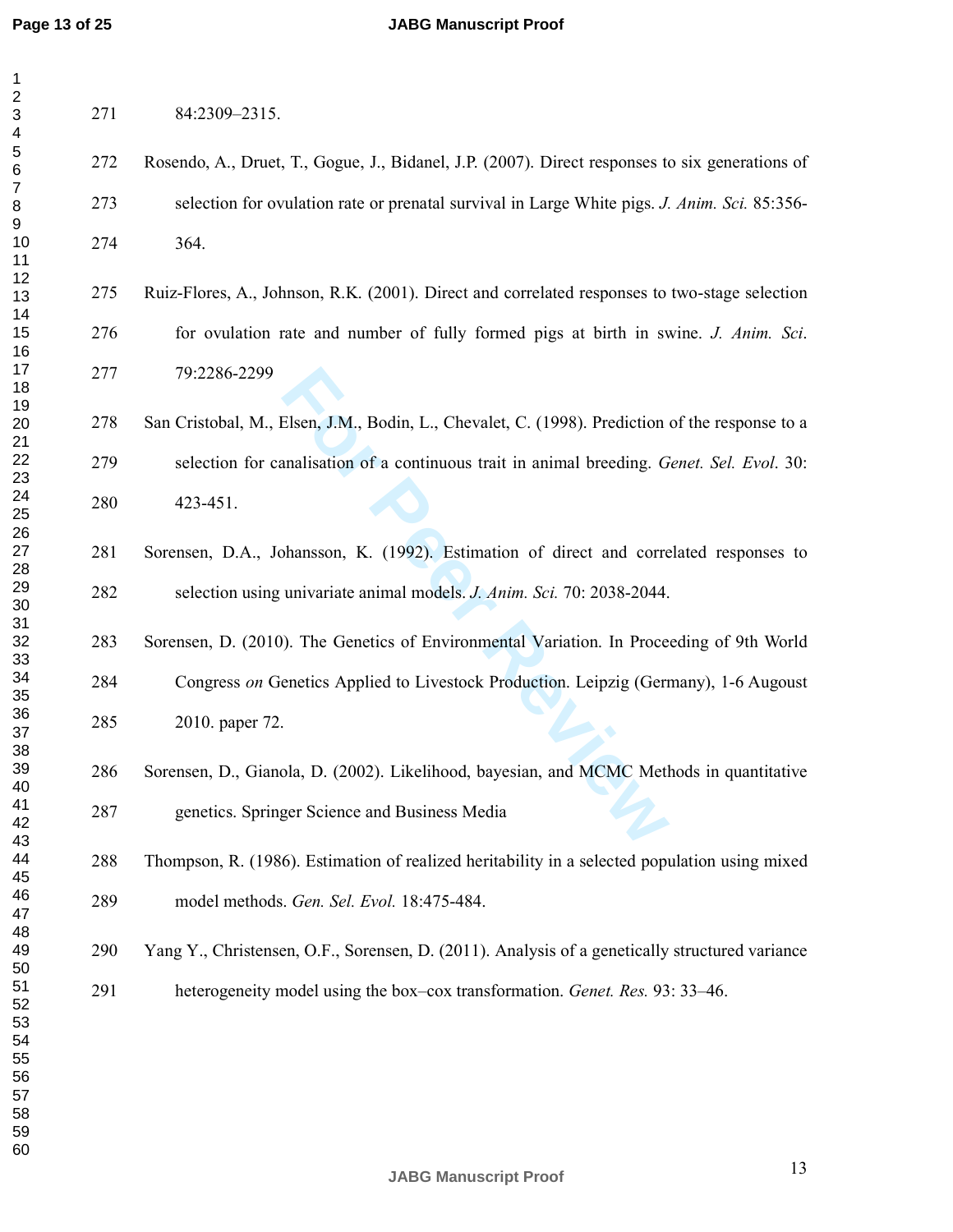84:2309–2315.

Rosendo, A., Druet, T., Gogue, J., Bidanel, J.P. (2007). Direct responses to six generations of selection for ovulation rate or prenatal survival in Large White pigs. *J. Anim. Sci.* 85:356-364.

Ruiz-Flores, A., Johnson, R.K. (2001). Direct and correlated responses to two-stage selection for ovulation rate and number of fully formed pigs at birth in swine. *J. Anim. Sci*. 79:2286-2299

San Cristobal, M., Elsen, J.M., Bodin, L., Chevalet, C. (1998). Prediction of the response to a selection for canalisation of a continuous trait in animal breeding. *Genet. Sel. Evol*. 30: 423-451.

Sorensen, D.A., Johansson, K. (1992). Estimation of direct and correlated responses to selection using univariate animal models. *J. Anim. Sci.* 70: 2038-2044.

Sorensen, D. (2010). The Genetics of Environmental Variation. In Proceeding of 9th World Congress *on* Genetics Applied to Livestock Production. Leipzig (Germany), 1-6 Augoust 2010. paper 72.

Sorensen, D., Gianola, D. (2002). Likelihood, bayesian, and MCMC Methods in quantitative genetics. Springer Science and Business Media

Thompson, R. (1986). Estimation of realized heritability in a selected population using mixed model methods. *Gen. Sel. Evol.* 18:475-484.

Yang Y., Christensen, O.F., Sorensen, D. (2011). Analysis of a genetically structured variance heterogeneity model using the box–cox transformation. *Genet. Res.* 93: 33–46.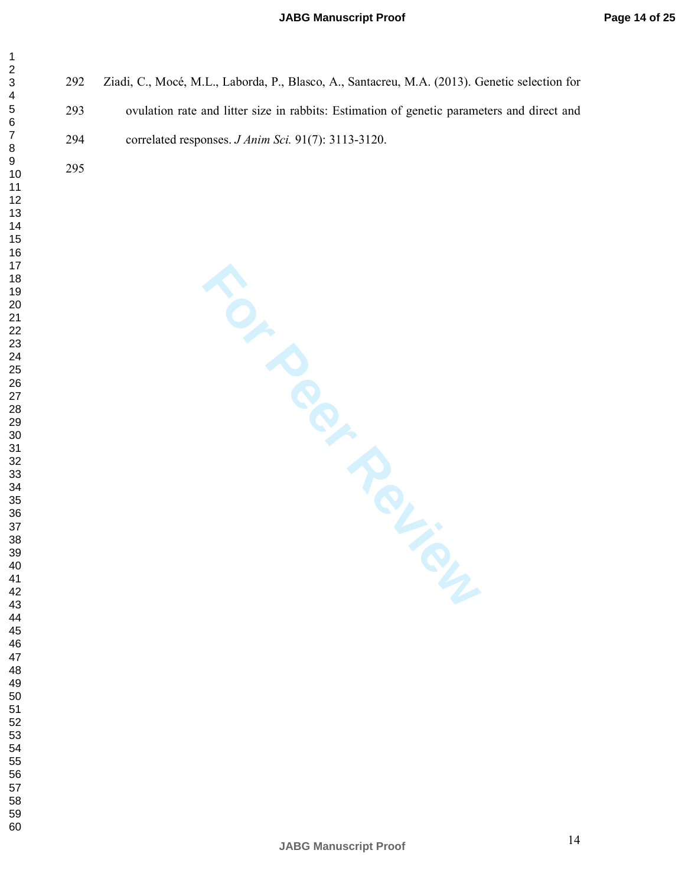Ziadi, C., Mocé, M.L., Laborda, P., Blasco, A., Santacreu, M.A. (2013). Genetic selection for ovulation rate and litter size in rabbits: Estimation of genetic parameters and direct and correlated responses. *J Anim Sci.* 91(7): 3113-3120.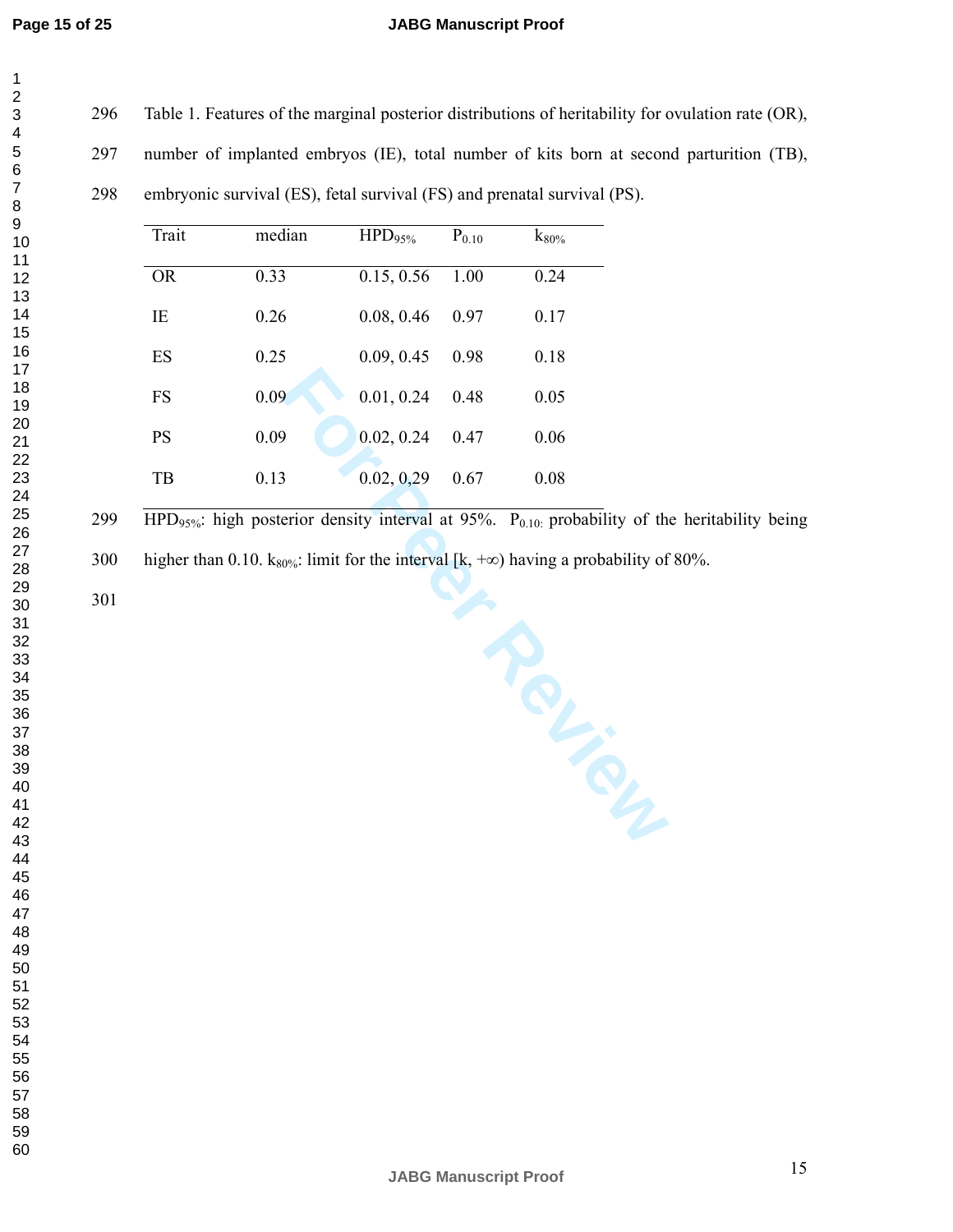Table 1. Features of the marginal posterior distributions of heritability for ovulation rate (OR), number of implanted embryos (IE), total number of kits born at second parturition (TB), embryonic survival (ES), fetal survival (FS) and prenatal survival (PS).

| Trait | median | $HPD_{95\%}$ | $P_{0.10}$ | $k_{80\%}$ |
|---|---|---|---|---|
| OR | 0.33 | 0.15, 0.56 | 1.00 | 0.24 |
| IE | 0.26 | 0.08, 0.46 | 0.97 | 0.17 |
| ES | 0.25 | 0.09, 0.45 | 0.98 | 0.18 |
| FS | 0.09 | 0.01, 0.24 | 0.48 | 0.05 |
| PS | 0.09 | 0.02, 0.24 | 0.47 | 0.06 |
| TB | 0.13 | 0.02, 0.29 | 0.67 | 0.08 |

$HPD_{95\%}$: high posterior density interval at 95%. $P_{0.10}$: probability of the heritability being higher than 0.10. $k_{80\%}$: limit for the interval [k, +∞) having a probability of 80%.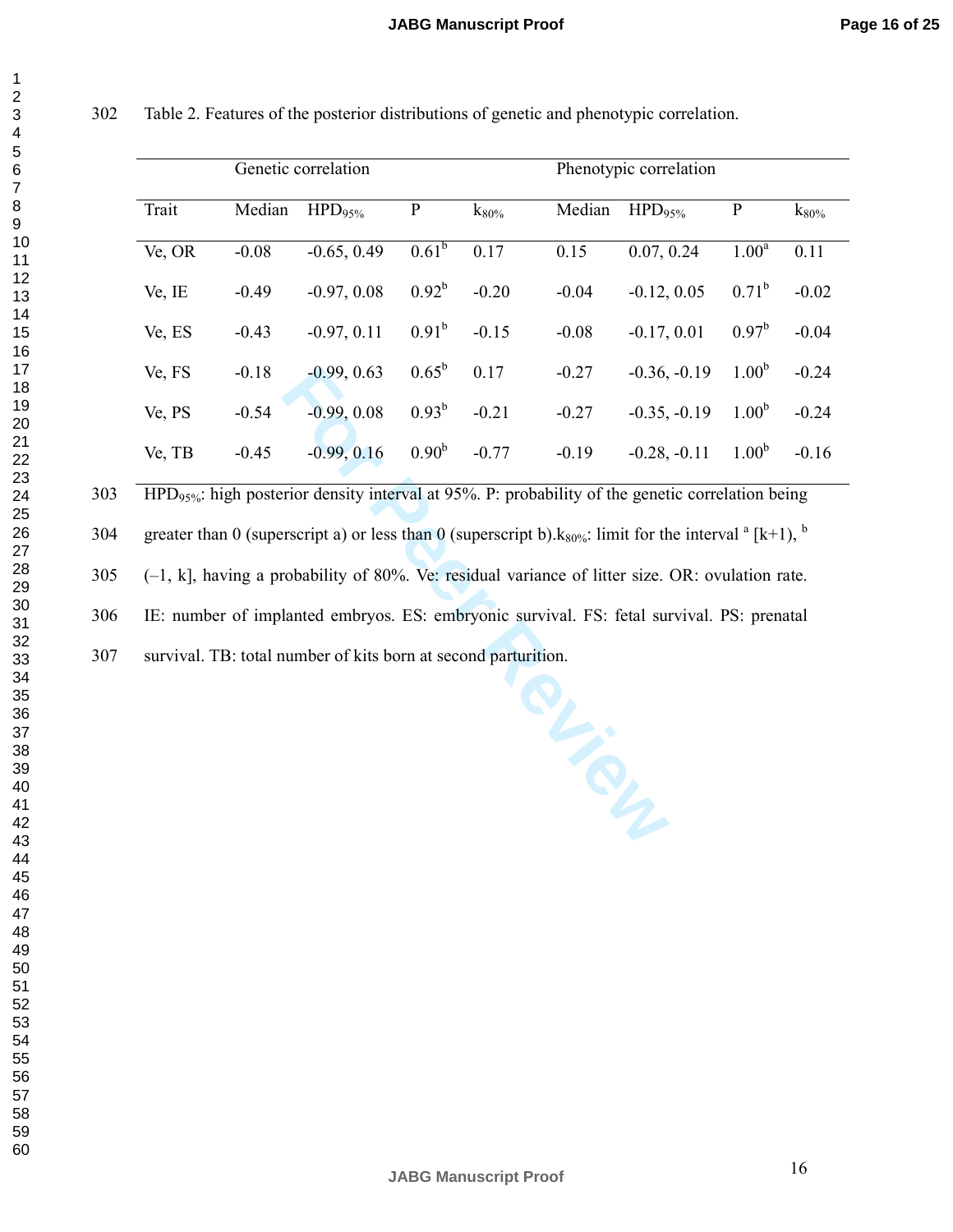Table 2. Features of the posterior distributions of genetic and phenotypic correlation.

| | Genetic correlation | | | | Phenotypic correlation | | | |
|---|---|---|---|---|---|---|---|---|
| Trait | Median | $HPD_{95\%}$ | P | $k_{80\%}$ | Median | $HPD_{95\%}$ | P | $k_{80\%}$ |
| Ve, OR | -0.08 | -0.65, 0.49 | 0.61[b] | 0.17 | 0.15 | 0.07, 0.24 | 1.00[a] | 0.11 |
| Ve, IE | -0.49 | -0.97, 0.08 | 0.92[b] | -0.20 | -0.04 | -0.12, 0.05 | 0.71[b] | -0.02 |
| Ve, ES | -0.43 | -0.97, 0.11 | 0.91[b] | -0.15 | -0.08 | -0.17, 0.01 | 0.97[b] | -0.04 |
| Ve, FS | -0.18 | -0.99, 0.63 | 0.65[b] | 0.17 | -0.27 | -0.36, -0.19 | 1.00[b] | -0.24 |
| Ve, PS | -0.54 | -0.99, 0.08 | 0.93[b] | -0.21 | -0.27 | -0.35, -0.19 | 1.00[b] | -0.24 |
| Ve, TB | -0.45 | -0.99, 0.16 | 0.90[b] | -0.77 | -0.19 | -0.28, -0.11 | 1.00[b] | -0.16 |

$HPD_{95\%}$: high posterior density interval at 95%. P: probability of the genetic correlation being greater than 0 (superscript a) or less than 0 (superscript b). $k_{80\%}$: limit for the interval [a] [k+1), [b] (–1, k], having a probability of 80%. Ve: residual variance of litter size. OR: ovulation rate. IE: number of implanted embryos. ES: embryonic survival. FS: fetal survival. PS: prenatal survival. TB: total number of kits born at second parturition.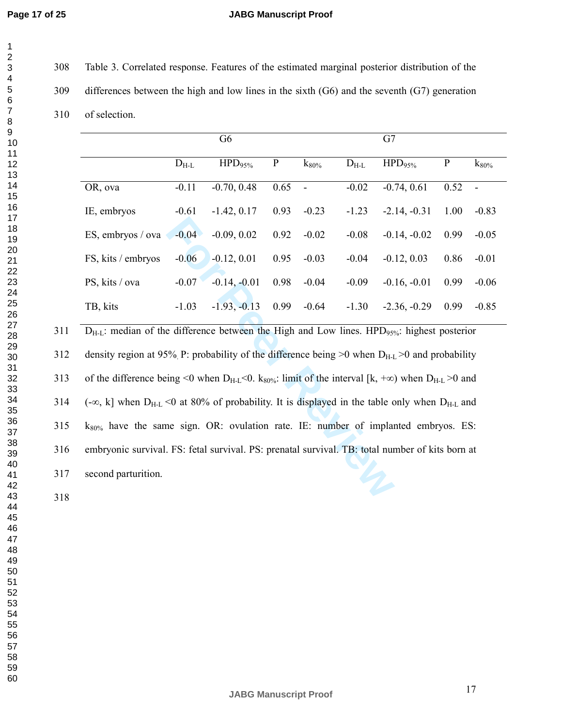Table 3. Correlated response. Features of the estimated marginal posterior distribution of the differences between the high and low lines in the sixth (G6) and the seventh (G7) generation of selection.

| | G6 | | | | G7 | | | |
|---|---|---|---|---|---|---|---|---|
| | $D_{H-L}$ | $HPD_{95\%}$ | P | $k_{80\%}$ | $D_{H-L}$ | $HPD_{95\%}$ | P | $k_{80\%}$ |
| OR, ova | -0.11 | -0.70, 0.48 | 0.65 | - | -0.02 | -0.74, 0.61 | 0.52 | - |
| IE, embryos | -0.61 | -1.42, 0.17 | 0.93 | -0.23 | -1.23 | -2.14, -0.31 | 1.00 | -0.83 |
| ES, embryos / ova | -0.04 | -0.09, 0.02 | 0.92 | -0.02 | -0.08 | -0.14, -0.02 | 0.99 | -0.05 |
| FS, kits / embryos | -0.06 | -0.12, 0.01 | 0.95 | -0.03 | -0.04 | -0.12, 0.03 | 0.86 | -0.01 |
| PS, kits / ova | -0.07 | -0.14, -0.01 | 0.98 | -0.04 | -0.09 | -0.16, -0.01 | 0.99 | -0.06 |
| TB, kits | -1.03 | -1.93, -0.13 | 0.99 | -0.64 | -1.30 | -2.36, -0.29 | 0.99 | -0.85 |

$D_{H-L}$: median of the difference between the High and Low lines. $HPD_{95\%}$: highest posterior density region at 95%. P: probability of the difference being >0 when $D_{H-L}$ >0 and probability of the difference being <0 when $D_{H-L}$<0. $k_{80\%}$: limit of the interval [k, +∞) when $D_{H-L}$ >0 and (-∞, k] when $D_{H-L}$ <0 at 80% of probability. It is displayed in the table only when $D_{H-L}$ and $k_{80\%}$ have the same sign. OR: ovulation rate. IE: number of implanted embryos. ES: embryonic survival. FS: fetal survival. PS: prenatal survival. TB: total number of kits born at second parturition.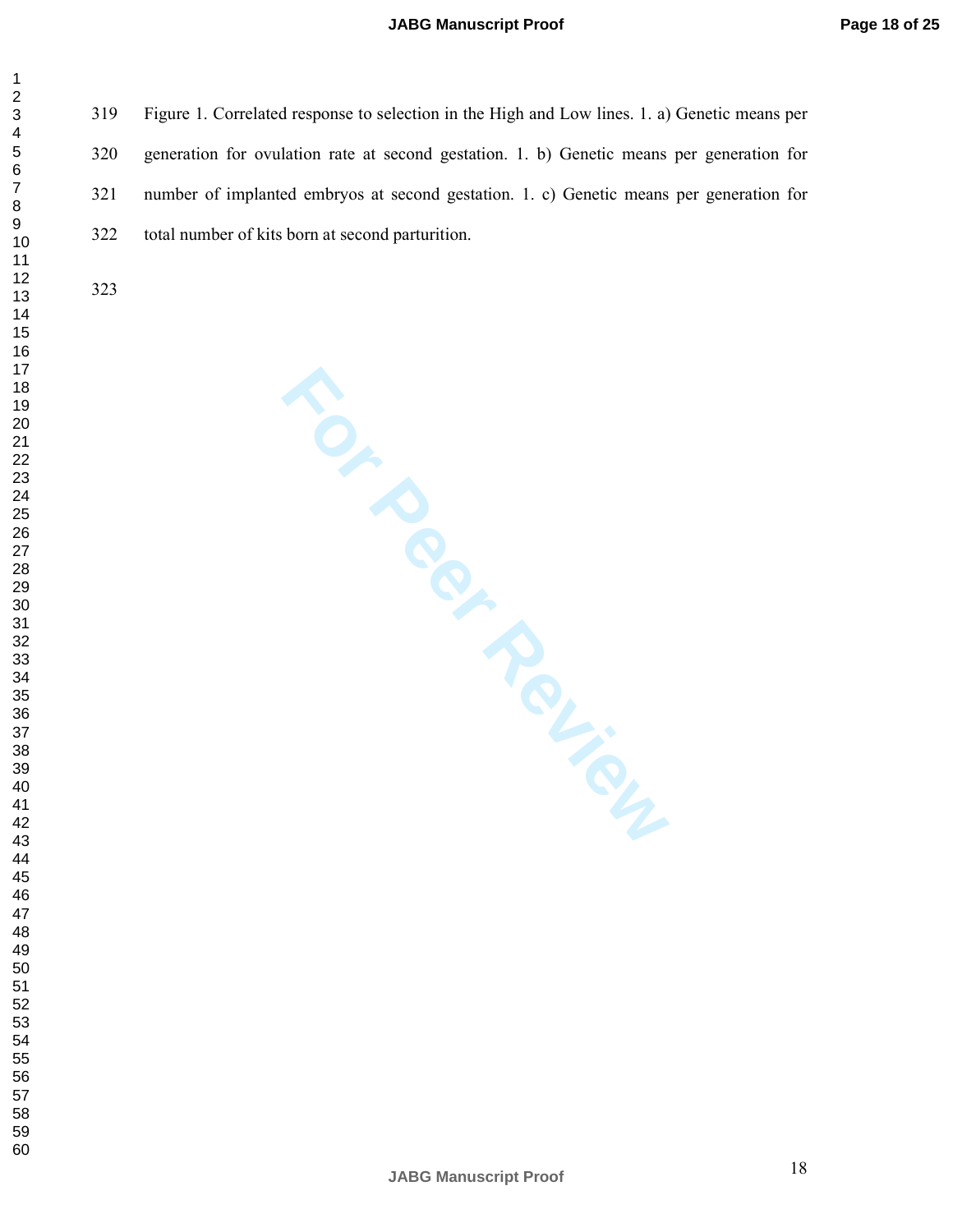Figure 1. Correlated response to selection in the High and Low lines. 1. a) Genetic means per generation for ovulation rate at second gestation. 1. b) Genetic means per generation for number of implanted embryos at second gestation. 1. c) Genetic means per generation for total number of kits born at second parturition.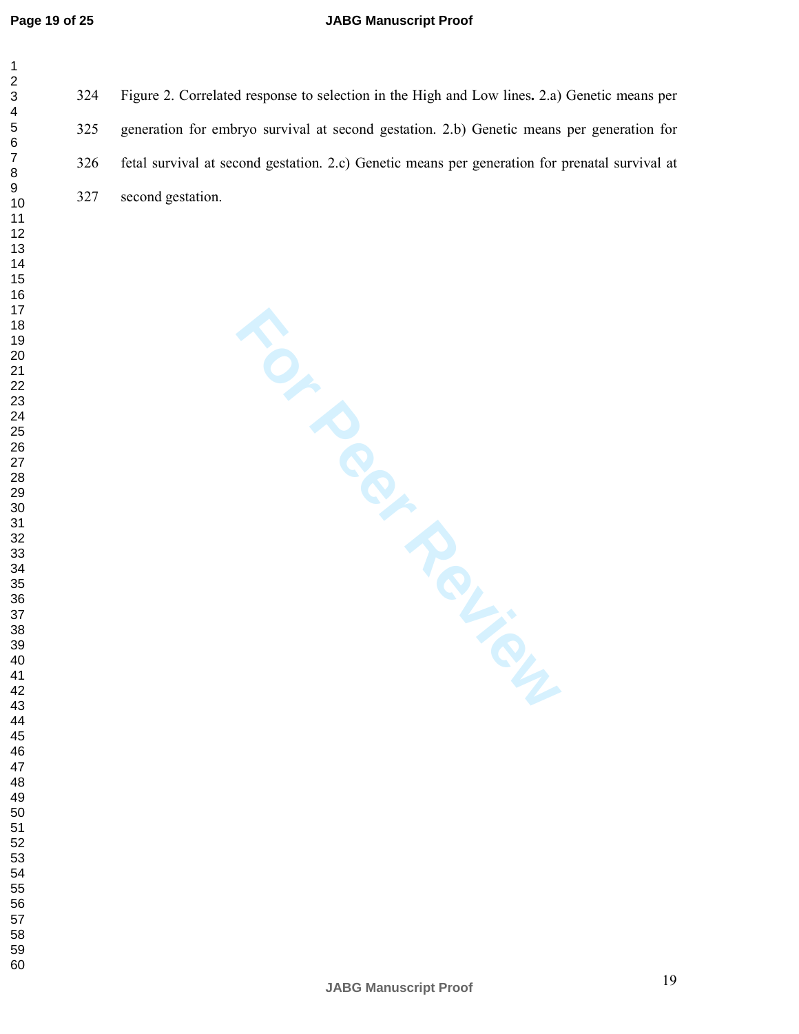Figure 2. Correlated response to selection in the High and Low lines**.** 2.a) Genetic means per generation for embryo survival at second gestation. 2.b) Genetic means per generation for fetal survival at second gestation. 2.c) Genetic means per generation for prenatal survival at second gestation.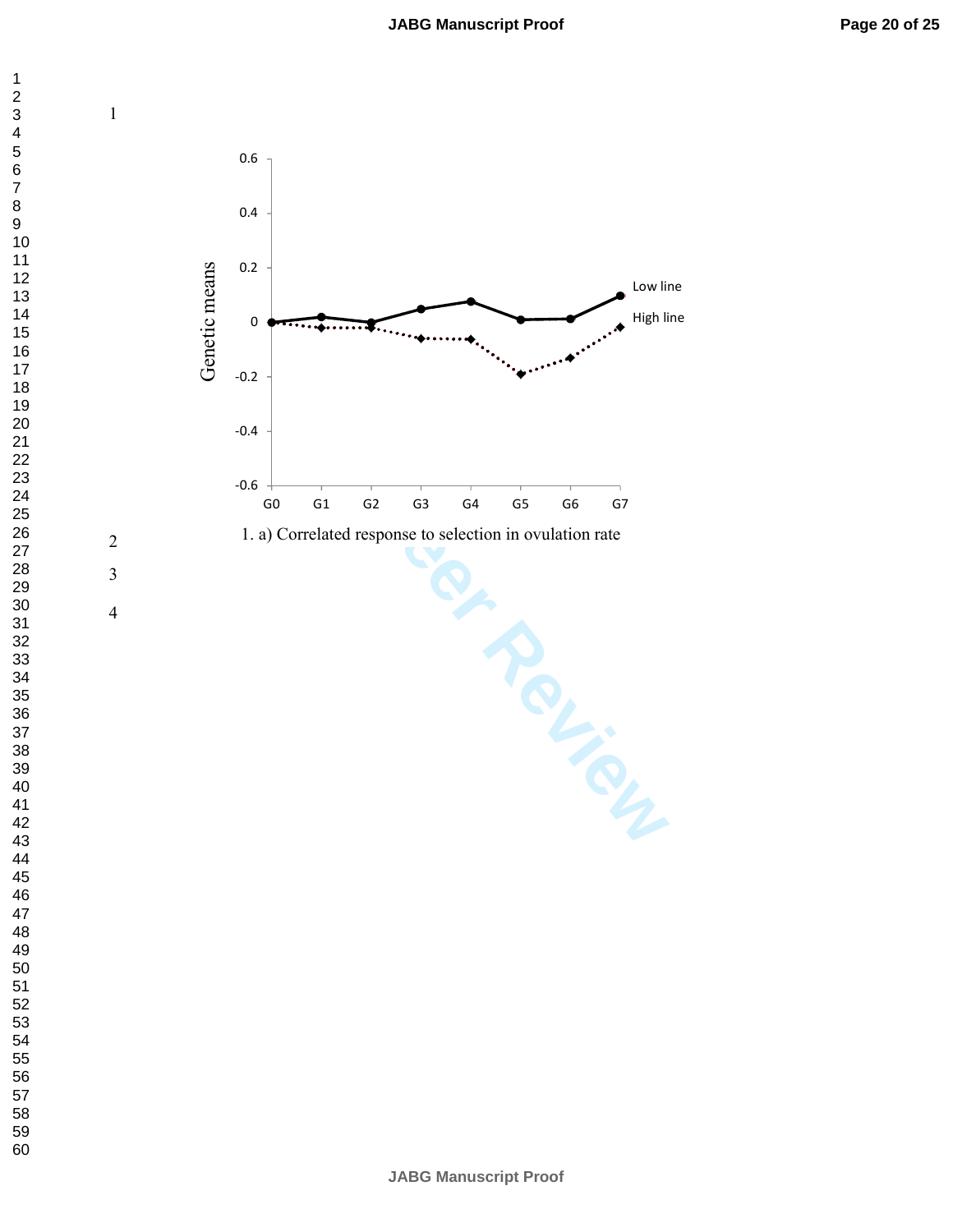1. a) Correlated response to selection in ovulation rate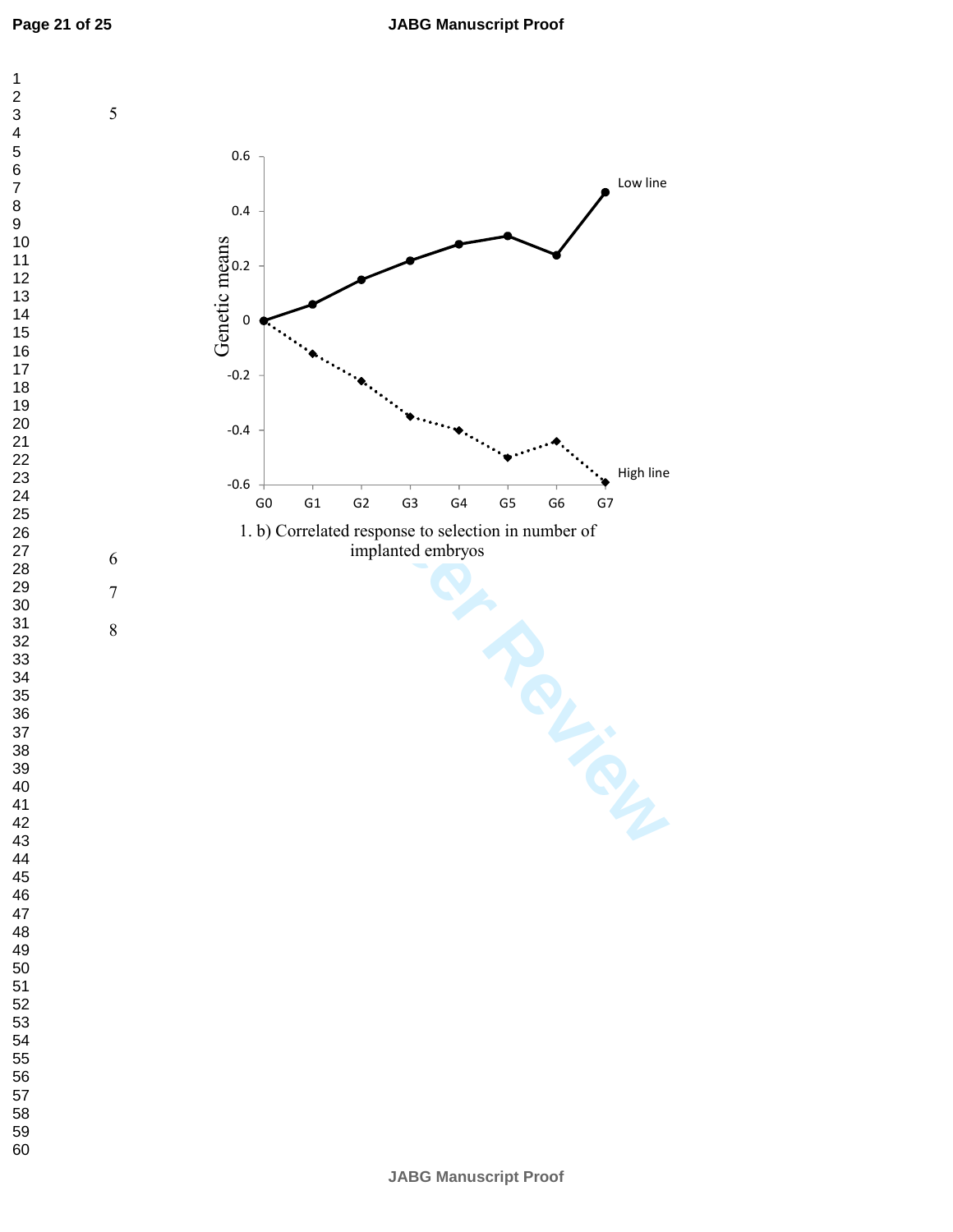1. b) Correlated response to selection in number of implanted embryos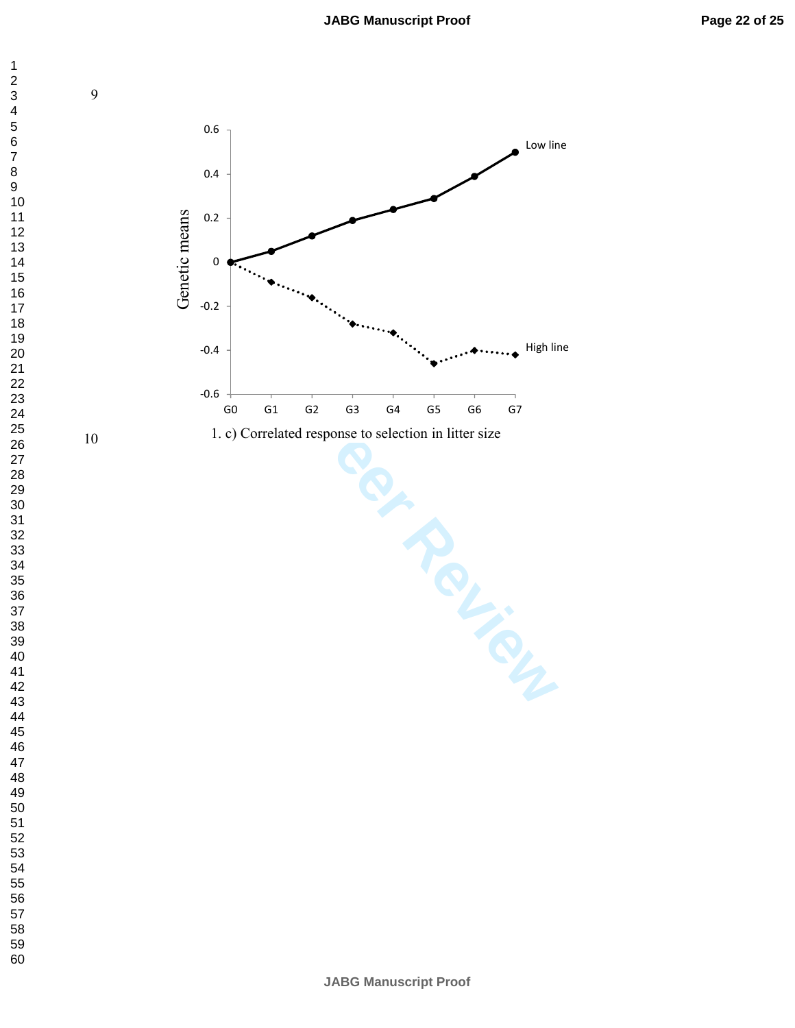1. c) Correlated response to selection in litter size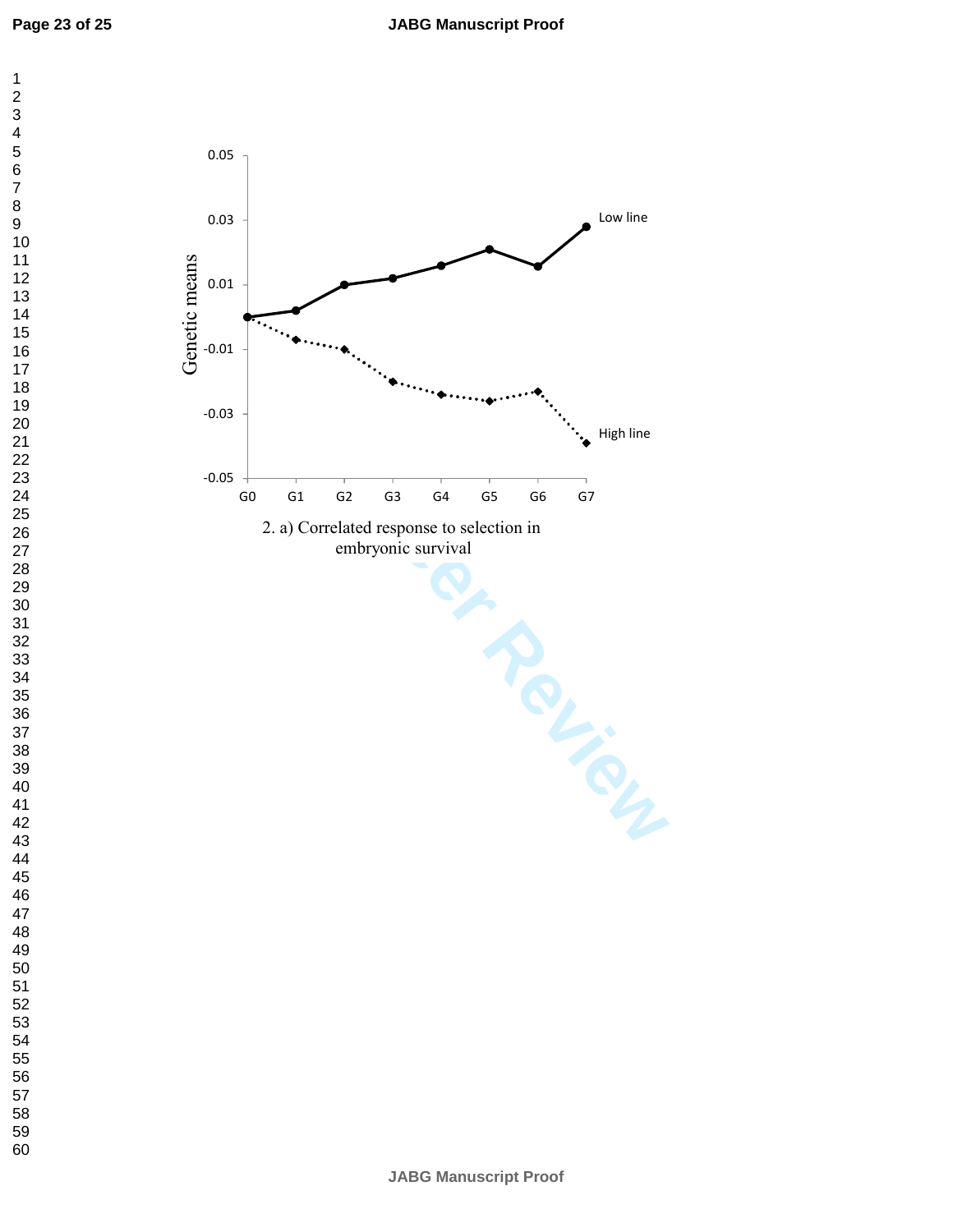2. a) Correlated response to selection in embryonic survival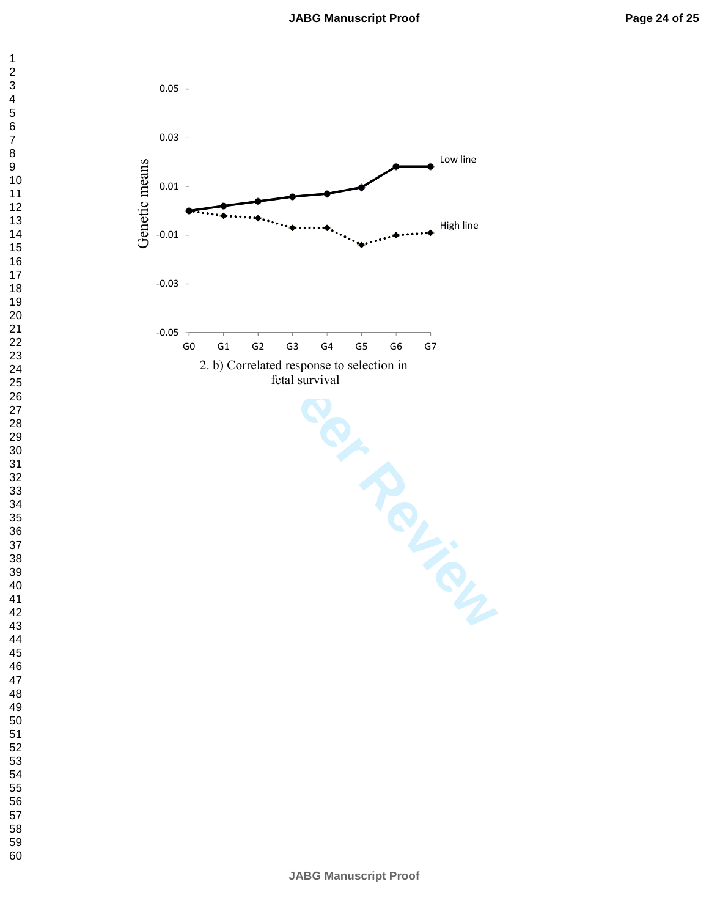2. b) Correlated response to selection in fetal survival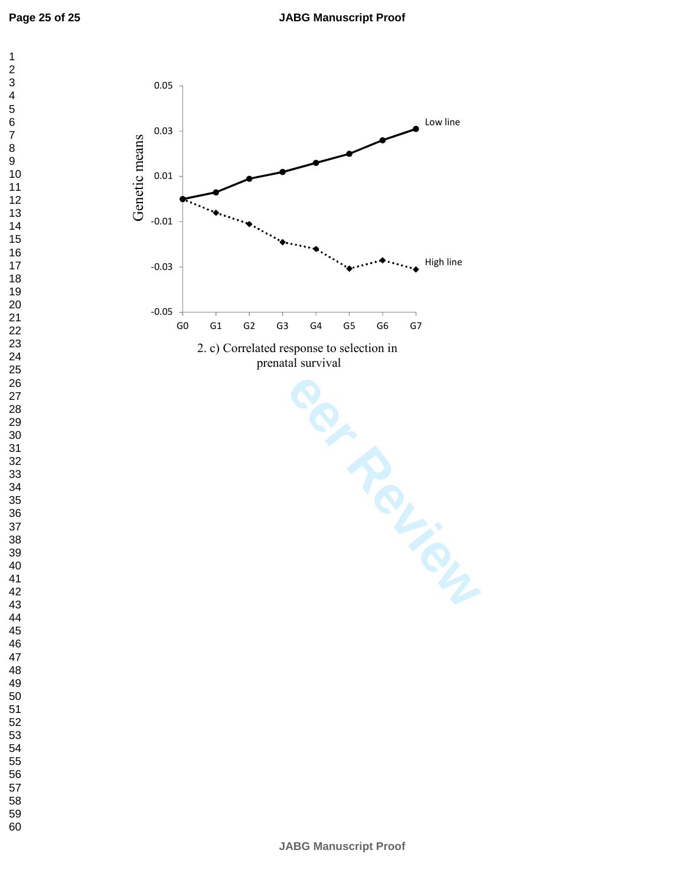0.05
0.03
0.01
-0.01
-0.03
-0.05

Genetic means

G0 G1 G2 G3 G4 G5 G6 G7

Low line

High line

2. c) Correlated response to selection in prenatal survival